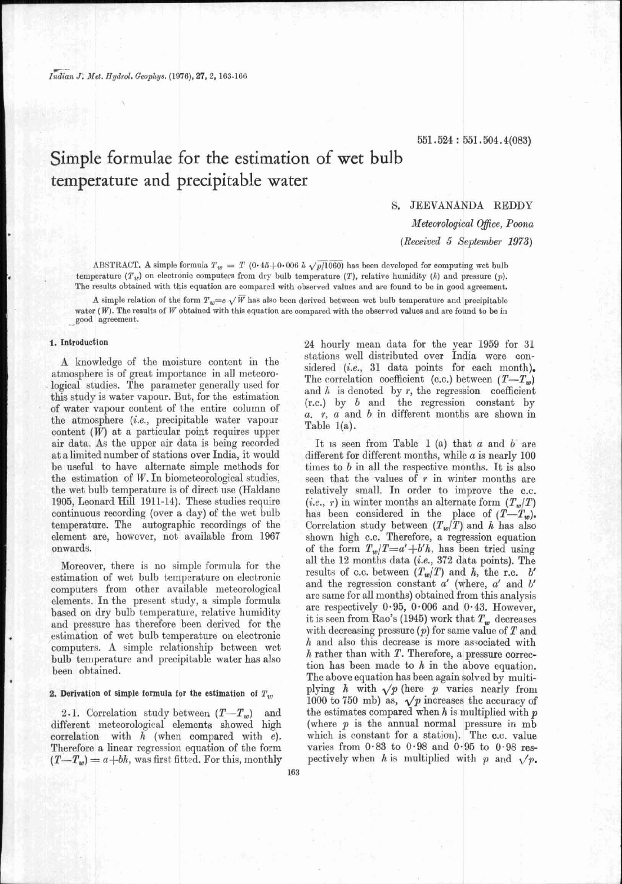551.524 : 551.504.4(083)

# Simple formulae for the estimation of wet bulb temperature and precipitable water

S. JEEVANANDA REDDY

*Meteorological Office, Poona*

*(Received 5 September 1973)*

ABSTRACT. A simple formula $T_w = T\ (0{\cdot}45 + 0{\cdot}006\ h\ \sqrt{p/1060})$ has been developed for computing wet bulb temperature ($T_w$) on electronic computers from dry bulb temperature ($T$), relative humidity ($h$) and pressure ($p$). The results obtained with this equation are compared with observed values and are found to be in good agreement.

A simple relation of the form $T_w = c\sqrt{W}$ has also been derived between wet bulb temperature and precipitable water ($W$). The results of $W$ obtained with this equation are compared with the observed values and are found to be in good agreement.

## 1. Introduction

A knowledge of the moisture content in the atmosphere is of great importance in all meteorological studies. The parameter generally used for this study is water vapour. But, for the estimation of water vapour content of the entire column of the atmosphere (*i.e.*, precipitable water vapour content ($W$) at a particular point requires upper air data. As the upper air data is being recorded at a limited number of stations over India, it would be useful to have alternate simple methods for the estimation of $W$. In biometeorological studies, the wet bulb temperature is of direct use (Haldane 1905, Leonard Hill 1911-14). These studies require continuous recording (over a day) of the wet bulb temperature. The autographic recordings of the element are, however, not available from 1967 onwards.

Moreover, there is no simple formula for the estimation of wet bulb temperature on electronic computers from other available meteorological elements. In the present study, a simple formula based on dry bulb temperature, relative humidity and pressure has therefore been derived for the estimation of wet bulb temperature on electronic computers. A simple relationship between wet bulb temperature and precipitable water has also been obtained.

## 2. Derivation of simple formula for the estimation of $T_w$

2.1. Correlation study between $(T - T_w)$ and different meteorological elements showed high correlation with $h$ (when compared with $e$). Therefore a linear regression equation of the form $(T - T_w) = a + bh$, was first fitted. For this, monthly 24 hourly mean data for the year 1959 for 31 stations well distributed over India were considered (*i.e.*, 31 data points for each month). The correlation coefficient (c.c.) between $(T - T_w)$ and $h$ is denoted by $r$, the regression coefficient (r.c.) by $b$ and the regression constant by $a$. $r$, $a$ and $b$ in different months are shown in Table 1(a).

It is seen from Table 1 (a) that $a$ and $b$ are different for different months, while $a$ is nearly 100 times to $b$ in all the respective months. It is also seen that the values of $r$ in winter months are relatively small. In order to improve the c.c. (*i.e.*, $r$) in winter months an alternate form $(T_w/T)$ has been considered in the place of $(T - T_w)$. Correlation study between $(T_w/T)$ and $h$ has also shown high c.c. Therefore, a regression equation of the form $T_w/T = a' + b'h$, has been tried using all the 12 months data (*i.e.*, 372 data points). The results of c.c. between $(T_w/T)$ and $h$, the r.c. $b'$ and the regression constant $a'$ (where, $a'$ and $b'$ are same for all months) obtained from this analysis are respectively 0·95, 0·006 and 0·43. However, it is seen from Rao's (1945) work that $T_w$ decreases with decreasing pressure ($p$) for same value of $T$ and $h$ and also this decrease is more associated with $h$ rather than with $T$. Therefore, a pressure correction has been made to $h$ in the above equation. The above equation has been again solved by multiplying $h$ with $\sqrt{p}$ (here $p$ varies nearly from 1000 to 750 mb) as, $\sqrt{p}$ increases the accuracy of the estimates compared when $h$ is multiplied with $p$ (where $p$ is the annual normal pressure in mb which is constant for a station). The c.c. value varies from 0·83 to 0·98 and 0·95 to 0·98 respectively when $h$ is multiplied with $p$ and $\sqrt{p}$.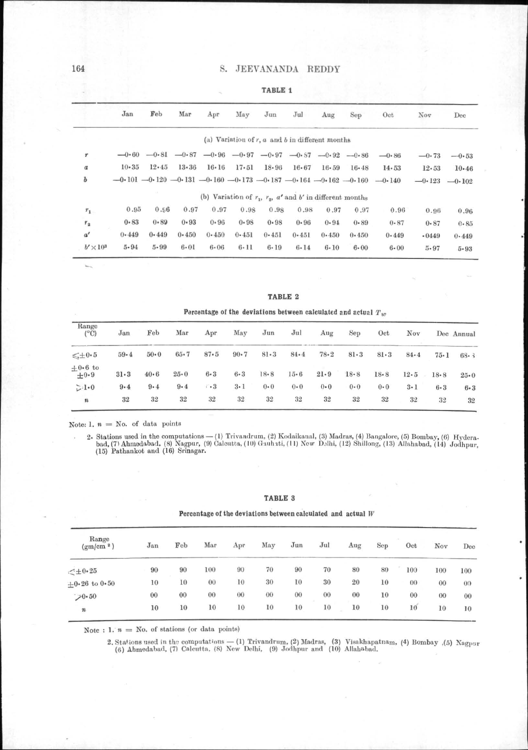**TABLE 1**

| | Jan | Feb | Mar | Apr | May | Jun | Jul | Aug | Sep | Oct | Nov | Dec |
|---|---|---|---|---|---|---|---|---|---|---|---|---|
| | (a) Variation of $r$, $a$ and $b$ in different months | | | | | | | | | | | |
| $r$ | −0·60 | −0·81 | −0·87 | −0·96 | −0·97 | −0·97 | −0·87 | −0·92 | −0·86 | −0·86 | −0·73 | −0·53 |
| $a$ | 10·35 | 12·45 | 13·36 | 16·16 | 17·51 | 18·96 | 16·67 | 16·59 | 16·48 | 14·53 | 12·53 | 10·46 |
| $b$ | −0·101 | −0·120 | −0·131 | −0·160 | −0·173 | −0·187 | −0·164 | −0·162 | −0·160 | −0·140 | −0·123 | −0·102 |
| | (b) Variation of $r_1$, $r_2$, $a'$ and $b'$ in different months | | | | | | | | | | | |
| $r_1$ | 0.95 | 0.96 | 0.97 | 0.97 | 0.98 | 0.98 | 0.98 | 0.97 | 0.97 | 0.96 | 0.96 | 0.96 |
| $r_2$ | 0·83 | 0·89 | 0·93 | 0·96 | 0·98 | 0·98 | 0·96 | 0·94 | 0·89 | 0·87 | 0·87 | 0·85 |
| $a'$ | 0·449 | 0·449 | 0·450 | 0·450 | 0·451 | 0·451 | 0·451 | 0·450 | 0·450 | 0·449 | ·0449 | 0·449 |
| $b' \times 10^3$ | 5·94 | 5·99 | 6·01 | 6·06 | 6·11 | 6·19 | 6·14 | 6·10 | 6·00 | 6·00 | 5·97 | 5·93 |

**TABLE 2**

**Percentage of the deviations between calculated and actual $T_w$**

| Range (°C) | Jan | Feb | Mar | Apr | May | Jun | Jul | Aug | Sep | Oct | Nov | Dec | Annual |
|---|---|---|---|---|---|---|---|---|---|---|---|---|---|
| $\leqslant \pm 0{\cdot}5$ | 59·4 | 50·0 | 65·7 | 87·5 | 90·7 | 81·3 | 84·4 | 78·2 | 81·3 | 81·3 | 84·4 | 75·1 | 68·3 |
| $\pm 0{\cdot}6$ to $\pm 0{\cdot}9$ | 31·3 | 40·6 | 25·0 | 6·3 | 6·3 | 18·8 | 15·6 | 21·9 | 18·8 | 18·8 | 12·5 | 18·8 | 25·0 |
| $\geqslant 1{\cdot}0$ | 9·4 | 9·4 | 9·4 | 6·3 | 3·1 | 0·0 | 0·0 | 0·0 | 0·0 | 0·0 | 3·1 | 6·3 | 6·3 |
| $n$ | 32 | 32 | 32 | 32 | 32 | 32 | 32 | 32 | 32 | 32 | 32 | 32 | 32 |

Note: 1. $n$ = No. of data points

2. Stations used in the computations — (1) Trivandrum, (2) Kodaikanal, (3) Madras, (4) Bangalore, (5) Bombay, (6) Hyderabad, (7) Ahmedabad, (8) Nagpur, (9) Calcutta, (10) Gauhati, (11) New Delhi, (12) Shillong, (13) Allahabad, (14) Jodhpur, (15) Pathankot and (16) Srinagar.

**TABLE 3**

**Percentage of the deviations between calculated and actual $W$**

| Range (gm/cm²) | Jan | Feb | Mar | Apr | May | Jun | Jul | Aug | Sep | Oct | Nov | Dec |
|---|---|---|---|---|---|---|---|---|---|---|---|---|
| $\leqslant \pm 0{\cdot}25$ | 90 | 90 | 100 | 90 | 70 | 90 | 70 | 80 | 80 | 100 | 100 | 100 |
| $\pm 0{\cdot}26$ to $0{\cdot}50$ | 10 | 10 | 00 | 10 | 30 | 10 | 30 | 20 | 10 | 00 | 00 | 00 |
| $\geqslant 0{\cdot}50$ | 00 | 00 | 00 | 00 | 00 | 00 | 00 | 00 | 10 | 00 | 00 | 00 |
| $n$ | 10 | 10 | 10 | 10 | 10 | 10 | 10 | 10 | 10 | 10 | 10 | 10 |

Note : 1. $n$ = No. of stations (or data points)

2. Stations used in the computations — (1) Trivandrum, (2) Madras, (3) Visakhapatnam, (4) Bombay, (5) Nagpur (6) Ahmedabad, (7) Calcutta, (8) New Delhi, (9) Jodhpur and (10) Allahabad.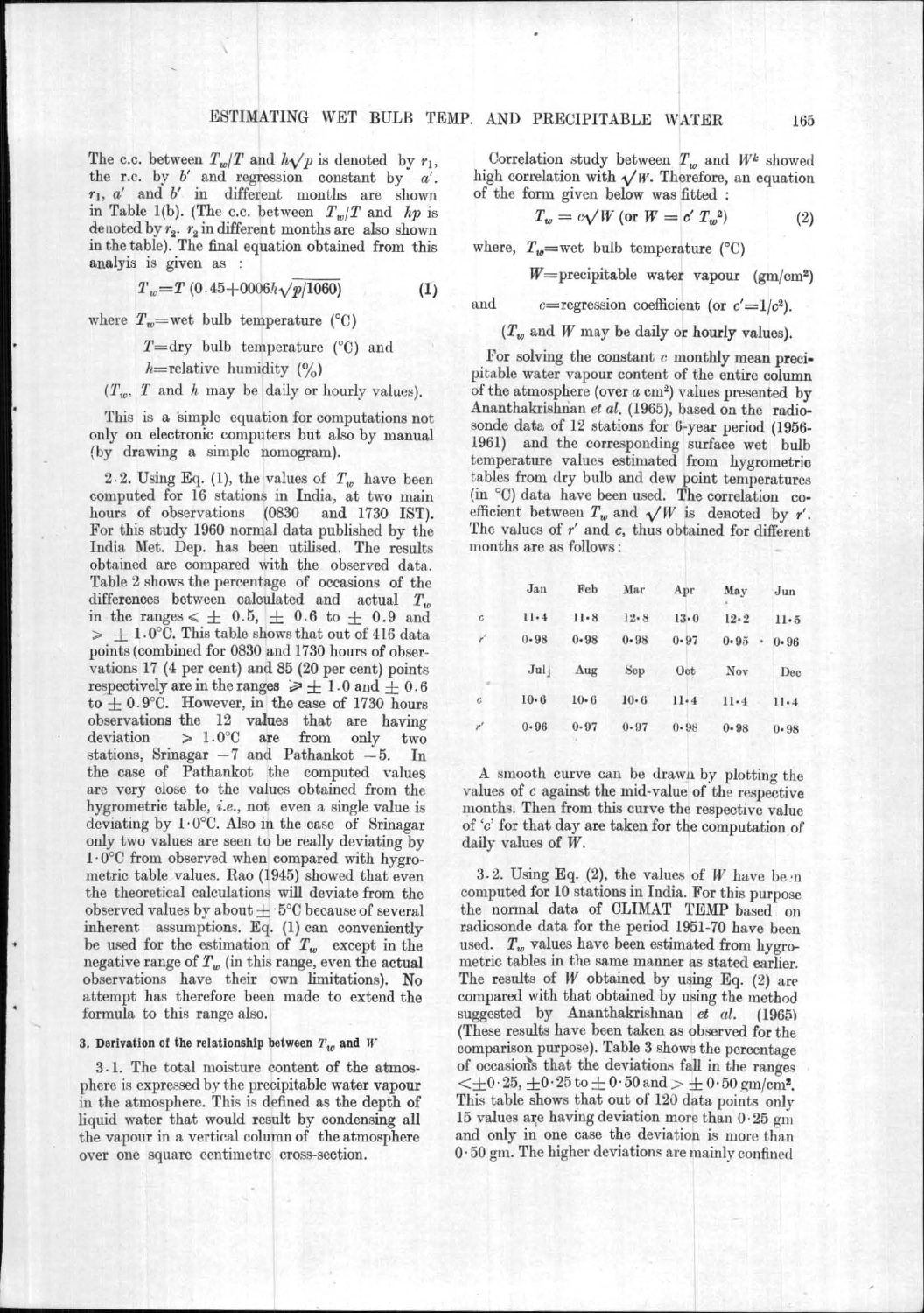The c.c. between $T_w/T$ and $h\sqrt{p}$ is denoted by $r_1$, the r.c. by $b'$ and regression constant by $a'$. $r_1$, $a'$ and $b'$ in different months are shown in Table 1(b). (The c.c. between $T_w/T$ and $hp$ is denoted by $r_2$. $r_2$ in different months are also shown in the table). The final equation obtained from this analyis is given as :

$$T_w = T\,(0.45 + 0006h\sqrt{p/1060}) \tag{1}$$

where $T_w$=wet bulb temperature (°C)

$T$=dry bulb temperature (°C) and

$h$=relative humidity (%)

($T_w$, $T$ and $h$ may be daily or hourly values).

This is a simple equation for computations not only on electronic computers but also by manual (by drawing a simple nomogram).

2·2. Using Eq. (1), the values of $T_w$ have been computed for 16 stations in India, at two main hours of observations (0830 and 1730 IST). For this study 1960 normal data published by the India Met. Dep. has been utilised. The results obtained are compared with the observed data. Table 2 shows the percentage of occasions of the differences between calculated and actual $T_w$ in the ranges $< \pm\ 0.5$, $\pm\ 0.6$ to $\pm\ 0.9$ and $> \pm\ 1.0$°C. This table shows that out of 416 data points (combined for 0830 and 1730 hours of observations 17 (4 per cent) and 85 (20 per cent) points respectively are in the ranges $\geqslant \pm\ 1.0$ and $\pm\ 0.6$ to $\pm\ 0.9$°C. However, in the case of 1730 hours observations the 12 values that are having deviation $> 1.0$°C are from only two stations, Srinagar $-7$ and Pathankot $-5$. In the case of Pathankot the computed values are very close to the values obtained from the hygrometric table, *i.e.*, not even a single value is deviating by 1·0°C. Also in the case of Srinagar only two values are seen to be really deviating by 1·0°C from observed when compared with hygrometric table values. Rao (1945) showed that even the theoretical calculations will deviate from the observed values by about $\pm$ ·5°C because of several inherent assumptions. Eq. (1) can conveniently be used for the estimation of $T_w$ except in the negative range of $T_w$ (in this range, even the actual observations have their own limitations). No attempt has therefore been made to extend the formula to this range also.

## 3. Derivation of the relationship between $T_w$ and $W$

3·1. The total moisture content of the atmosphere is expressed by the precipitable water vapour in the atmosphere. This is defined as the depth of liquid water that would result by condensing all the vapour in a vertical column of the atmosphere over one square centimetre cross-section.

Correlation study between $T_w$ and $W^k$ showed high correlation with $\sqrt{W}$. Therefore, an equation of the form given below was fitted :

$$T_w = c\sqrt{W} \text{ (or } W = c'\,T_w^2) \tag{2}$$

where, $T_w$=wet bulb temperature (°C)

$W$=precipitable water vapour (gm/cm²)

and $c$=regression coefficient (or $c'=1/c^2$).

($T_w$ and $W$ may be daily or hourly values).

For solving the constant $c$ monthly mean precipitable water vapour content of the entire column of the atmosphere (over *a* cm²) values presented by Ananthakrishnan *et al.* (1965), based on the radiosonde data of 12 stations for 6-year period (1956-1961) and the corresponding surface wet bulb temperature values estimated from hygrometric tables from dry bulb and dew point temperatures (in °C) data have been used. The correlation coefficient between $T_w$ and $\sqrt{W}$ is denoted by $r'$. The values of $r'$ and $c$, thus obtained for different months are as follows:

| | Jan | Feb | Mar | Apr | May | Jun |
|---|---|---|---|---|---|---|
| $c$ | 11·4 | 11·8 | 12·8 | 13·0 | 12·2 | 11·5 |
| $r'$ | 0·98 | 0·98 | 0·98 | 0·97 | 0·95 | 0·96 |
| | **Jul** | **Aug** | **Sep** | **Oct** | **Nov** | **Dec** |
| $c$ | 10·6 | 10·6 | 10·6 | 11·4 | 11·4 | 11·4 |
| $r'$ | 0·96 | 0·97 | 0·97 | 0·98 | 0·98 | 0·98 |

A smooth curve can be drawn by plotting the values of $c$ against the mid-value of the respective months. Then from this curve the respective value of '$c$' for that day are taken for the computation of daily values of $W$.

3·2. Using Eq. (2), the values of $W$ have been computed for 10 stations in India. For this purpose the normal data of CLIMAT TEMP based on radiosonde data for the period 1951-70 have been used. $T_w$ values have been estimated from hygrometric tables in the same manner as stated earlier. The results of $W$ obtained by using Eq. (2) are compared with that obtained by using the method suggested by Ananthakrishnan *et al.* (1965) (These results have been taken as observed for the comparison purpose). Table 3 shows the percentage of occasions that the deviations fall in the ranges $<\pm 0{\cdot}25$, $\pm 0{\cdot}25$ to $\pm 0{\cdot}50$ and $> \pm\ 0{\cdot}50$ gm/cm². This table shows that out of 120 data points only 15 values are having deviation more than 0·25 gm and only in one case the deviation is more than 0·50 gm. The higher deviations are mainly confined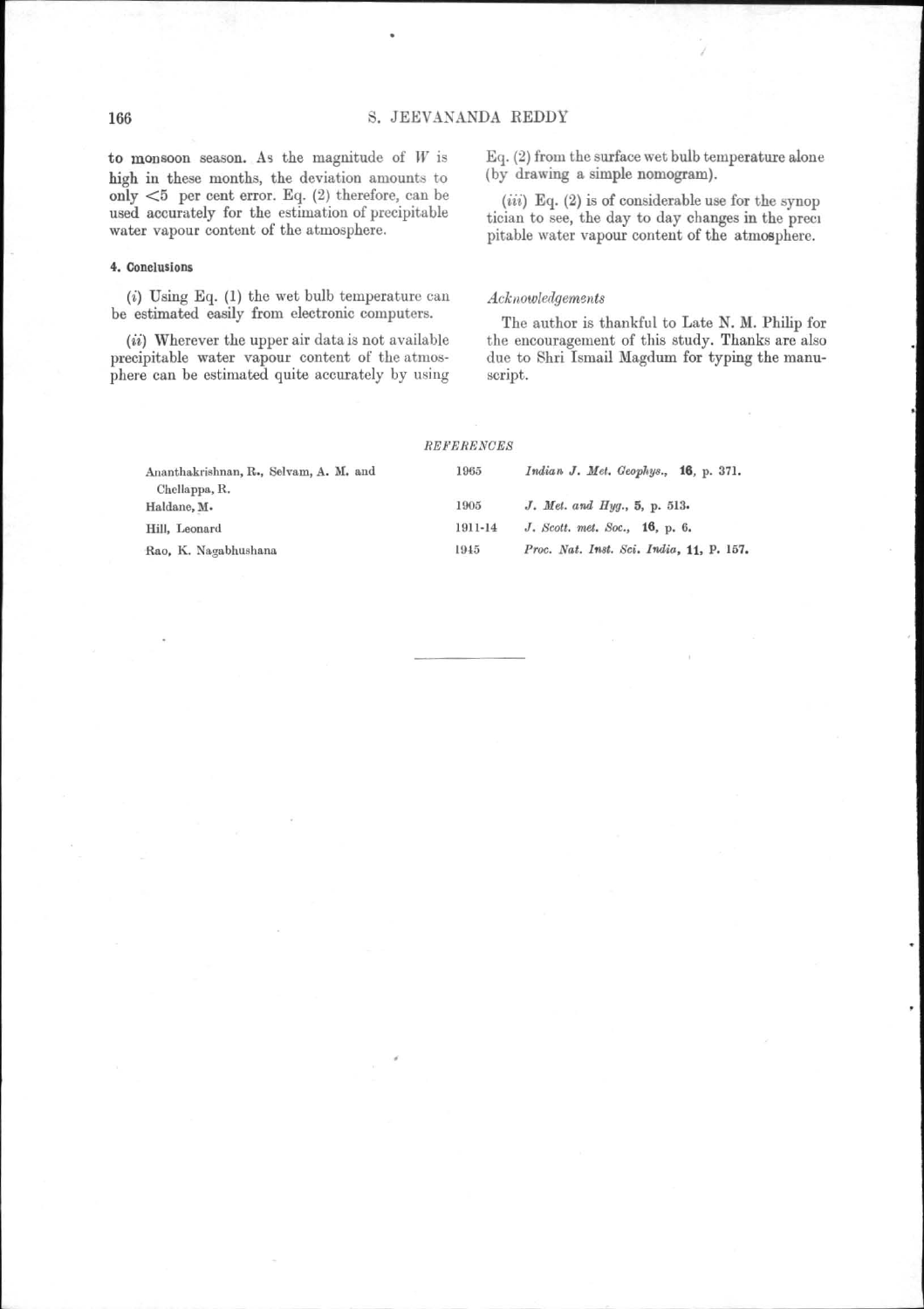to monsoon season. As the magnitude of $W$ is high in these months, the deviation amounts to only $<5$ per cent error. Eq. (2) therefore, can be used accurately for the estimation of precipitable water vapour content of the atmosphere.

## 4. Conclusions

(*i*) Using Eq. (1) the wet bulb temperature can be estimated easily from electronic computers.

(*ii*) Wherever the upper air data is not available precipitable water vapour content of the atmosphere can be estimated quite accurately by using Eq. (2) from the surface wet bulb temperature alone (by drawing a simple nomogram).

(*iii*) Eq. (2) is of considerable use for the synoptician to see, the day to day changes in the precipitable water vapour content of the atmosphere.

### *Acknowledgements*

The author is thankful to Late N. M. Philip for the encouragement of this study. Thanks are also due to Shri Ismail Magdum for typing the manuscript.

### *REFERENCES*

| | | |
|---|---|---|
| Ananthakrishnan, R., Selvam, A. M. and Chellappa, R. | 1965 | *Indian J. Met. Geophys.*, **16**, p. 371. |
| Haldane, M. | 1905 | *J. Met. and Hyg.*, **5**, p. 513. |
| Hill, Leonard | 1911-14 | *J. Scott. met. Soc.*, **16**, p. 6. |
| Rao, K. Nagabhushana | 1945 | *Proc. Nat. Inst. Sci. India*, **11**, P. 157. |